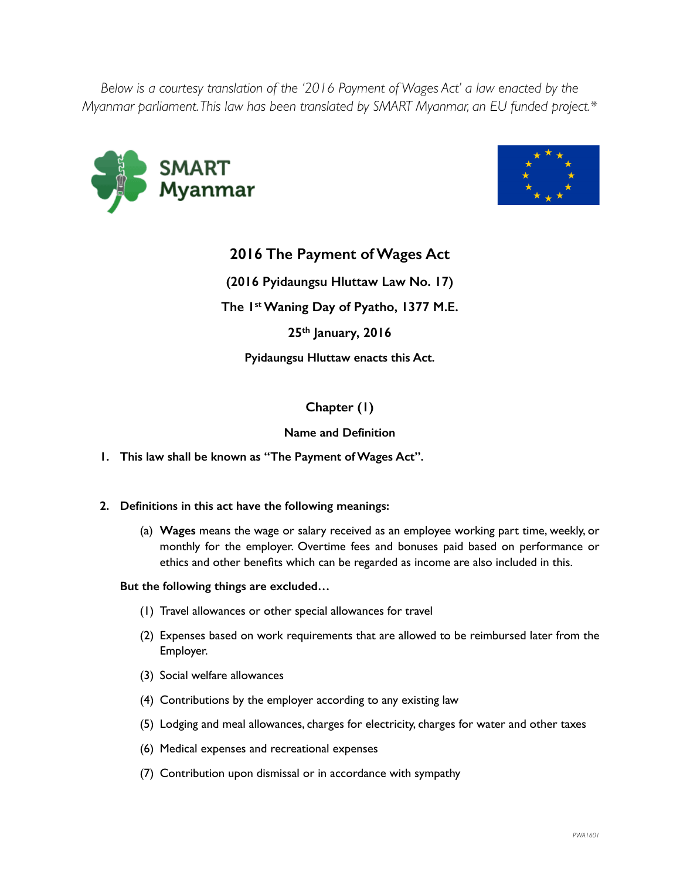*Below is a courtesy translation of the '2016 Payment of Wages Act' a law enacted by the Myanmar parliament. This law has been translated by SMART Myanmar, an EU funded project.**

SMART Myanmar

# 2016 The Payment of Wages Act

**(2016 Pyidaungsu Hluttaw Law No. 17)**

**The 1st Waning Day of Pyatho, 1377 M.E.**

**25th January, 2016**

**Pyidaungsu Hluttaw enacts this Act.**

## Chapter (1)

### Name and Definition

1. **This law shall be known as "The Payment of Wages Act".**

2. **Definitions in this act have the following meanings:**

   (a) **Wages** means the wage or salary received as an employee working part time, weekly, or monthly for the employer. Overtime fees and bonuses paid based on performance or ethics and other benefits which can be regarded as income are also included in this.

**But the following things are excluded…**

   (1) Travel allowances or other special allowances for travel

   (2) Expenses based on work requirements that are allowed to be reimbursed later from the Employer.

   (3) Social welfare allowances

   (4) Contributions by the employer according to any existing law

   (5) Lodging and meal allowances, charges for electricity, charges for water and other taxes

   (6) Medical expenses and recreational expenses

   (7) Contribution upon dismissal or in accordance with sympathy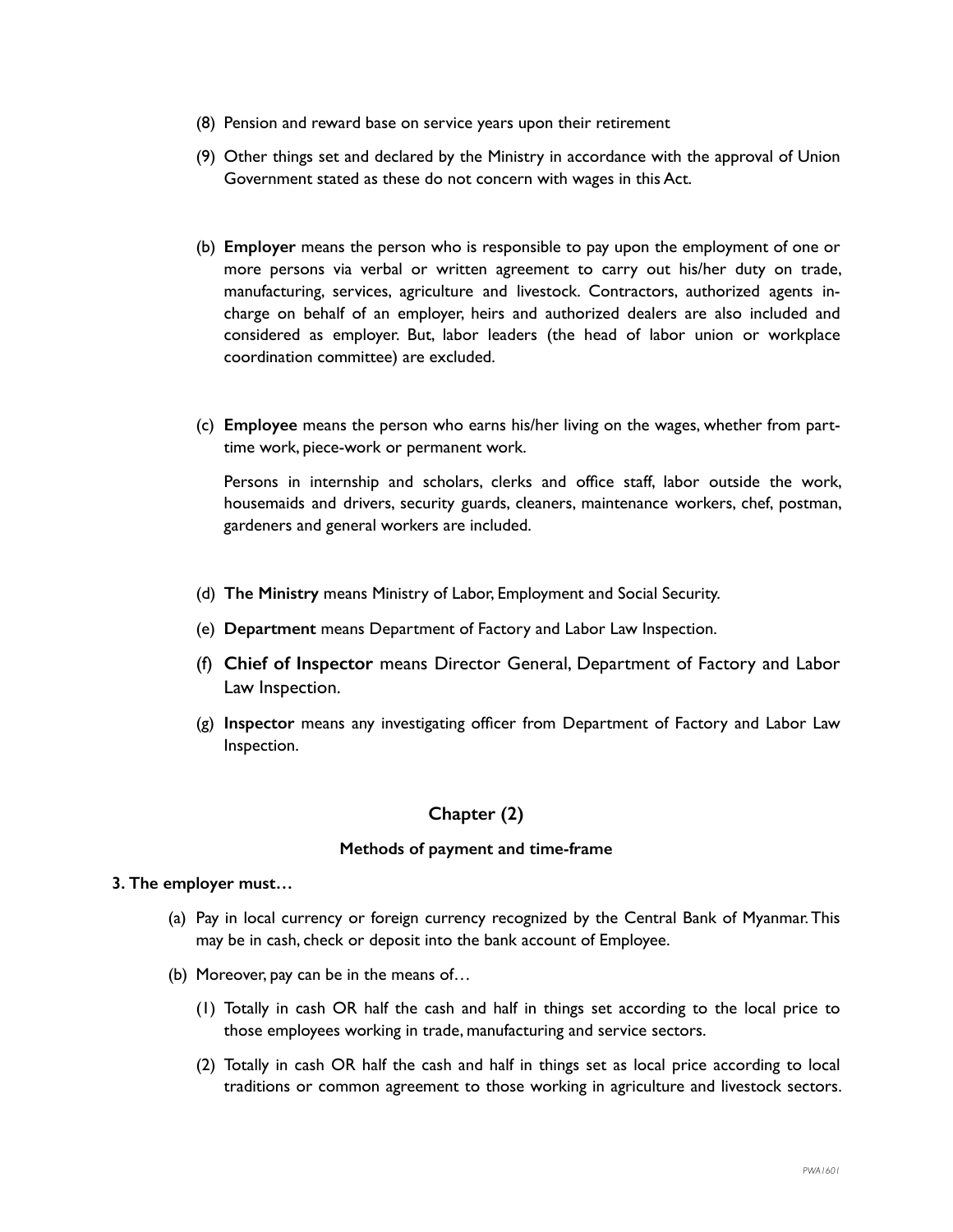(8) Pension and reward base on service years upon their retirement

(9) Other things set and declared by the Ministry in accordance with the approval of Union Government stated as these do not concern with wages in this Act.

(b) **Employer** means the person who is responsible to pay upon the employment of one or more persons via verbal or written agreement to carry out his/her duty on trade, manufacturing, services, agriculture and livestock. Contractors, authorized agents in-charge on behalf of an employer, heirs and authorized dealers are also included and considered as employer. But, labor leaders (the head of labor union or workplace coordination committee) are excluded.

(c) **Employee** means the person who earns his/her living on the wages, whether from part-time work, piece-work or permanent work.

Persons in internship and scholars, clerks and office staff, labor outside the work, housemaids and drivers, security guards, cleaners, maintenance workers, chef, postman, gardeners and general workers are included.

(d) **The Ministry** means Ministry of Labor, Employment and Social Security.

(e) **Department** means Department of Factory and Labor Law Inspection.

(f) **Chief of Inspector** means Director General, Department of Factory and Labor Law Inspection.

(g) **Inspector** means any investigating officer from Department of Factory and Labor Law Inspection.

## Chapter (2)

### Methods of payment and time-frame

**3. The employer must…**

(a) Pay in local currency or foreign currency recognized by the Central Bank of Myanmar. This may be in cash, check or deposit into the bank account of Employee.

(b) Moreover, pay can be in the means of…

(1) Totally in cash OR half the cash and half in things set according to the local price to those employees working in trade, manufacturing and service sectors.

(2) Totally in cash OR half the cash and half in things set as local price according to local traditions or common agreement to those working in agriculture and livestock sectors.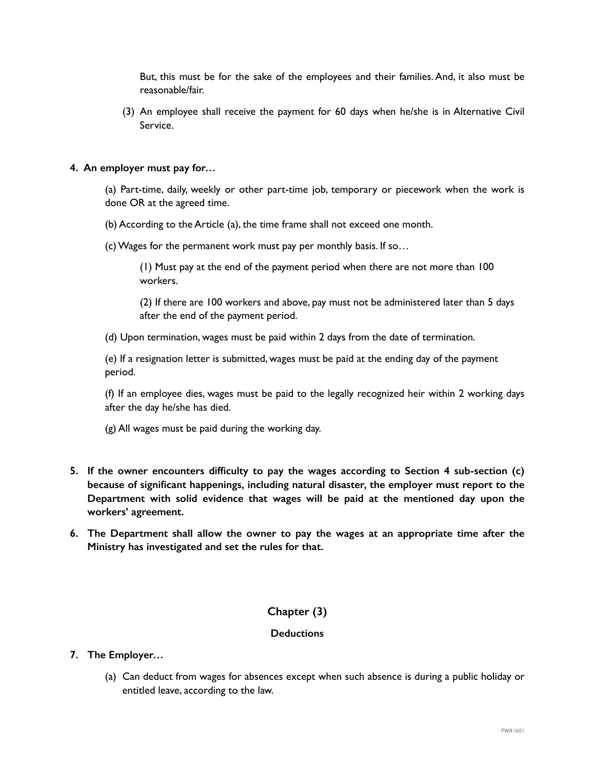But, this must be for the sake of the employees and their families. And, it also must be reasonable/fair.

(3) An employee shall receive the payment for 60 days when he/she is in Alternative Civil Service.

**4. An employer must pay for…**

(a) Part-time, daily, weekly or other part-time job, temporary or piecework when the work is done OR at the agreed time.

(b) According to the Article (a), the time frame shall not exceed one month.

(c) Wages for the permanent work must pay per monthly basis. If so…

(1) Must pay at the end of the payment period when there are not more than 100 workers.

(2) If there are 100 workers and above, pay must not be administered later than 5 days after the end of the payment period.

(d) Upon termination, wages must be paid within 2 days from the date of termination.

(e) If a resignation letter is submitted, wages must be paid at the ending day of the payment period.

(f) If an employee dies, wages must be paid to the legally recognized heir within 2 working days after the day he/she has died.

(g) All wages must be paid during the working day.

**5. If the owner encounters difficulty to pay the wages according to Section 4 sub-section (c) because of significant happenings, including natural disaster, the employer must report to the Department with solid evidence that wages will be paid at the mentioned day upon the workers' agreement.**

**6. The Department shall allow the owner to pay the wages at an appropriate time after the Ministry has investigated and set the rules for that.**

## Chapter (3)

### Deductions

**7. The Employer…**

(a) Can deduct from wages for absences except when such absence is during a public holiday or entitled leave, according to the law.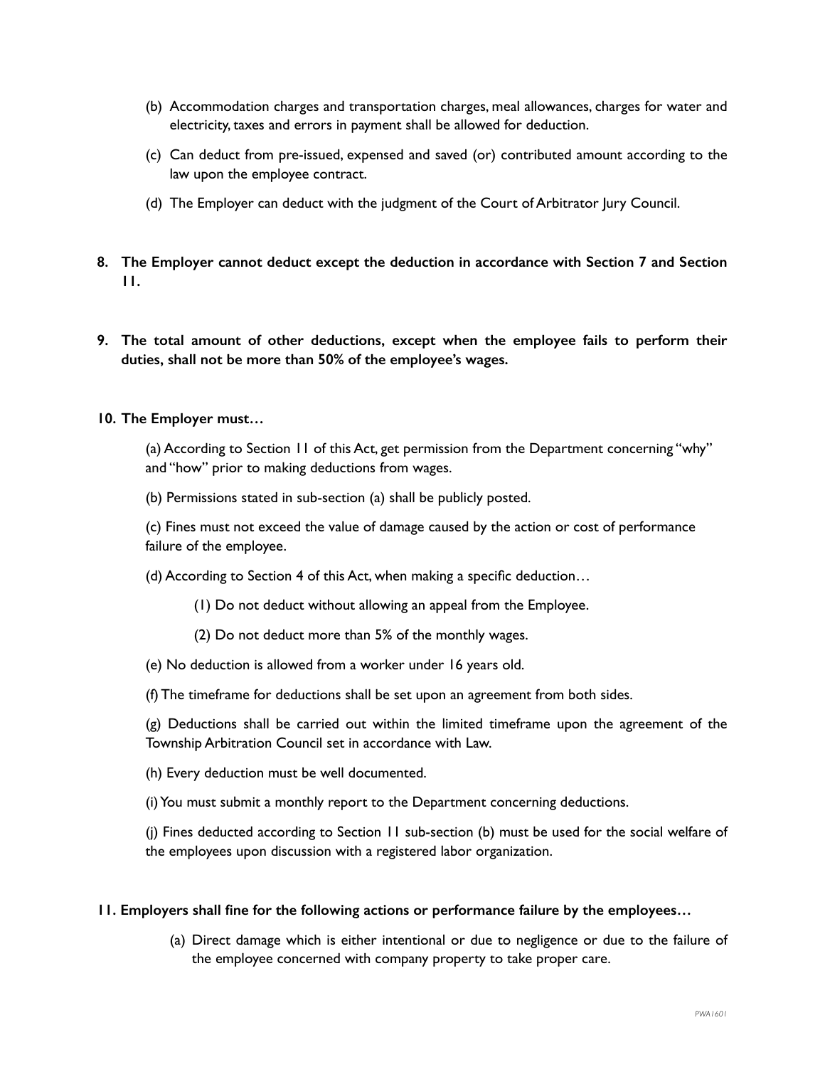(b) Accommodation charges and transportation charges, meal allowances, charges for water and electricity, taxes and errors in payment shall be allowed for deduction.

(c) Can deduct from pre-issued, expensed and saved (or) contributed amount according to the law upon the employee contract.

(d) The Employer can deduct with the judgment of the Court of Arbitrator Jury Council.

**8. The Employer cannot deduct except the deduction in accordance with Section 7 and Section 11.**

**9. The total amount of other deductions, except when the employee fails to perform their duties, shall not be more than 50% of the employee's wages.**

**10. The Employer must…**

(a) According to Section 11 of this Act, get permission from the Department concerning "why" and "how" prior to making deductions from wages.

(b) Permissions stated in sub-section (a) shall be publicly posted.

(c) Fines must not exceed the value of damage caused by the action or cost of performance failure of the employee.

(d) According to Section 4 of this Act, when making a specific deduction…

(1) Do not deduct without allowing an appeal from the Employee.

(2) Do not deduct more than 5% of the monthly wages.

(e) No deduction is allowed from a worker under 16 years old.

(f) The timeframe for deductions shall be set upon an agreement from both sides.

(g) Deductions shall be carried out within the limited timeframe upon the agreement of the Township Arbitration Council set in accordance with Law.

(h) Every deduction must be well documented.

(i) You must submit a monthly report to the Department concerning deductions.

(j) Fines deducted according to Section 11 sub-section (b) must be used for the social welfare of the employees upon discussion with a registered labor organization.

**11. Employers shall fine for the following actions or performance failure by the employees…**

(a) Direct damage which is either intentional or due to negligence or due to the failure of the employee concerned with company property to take proper care.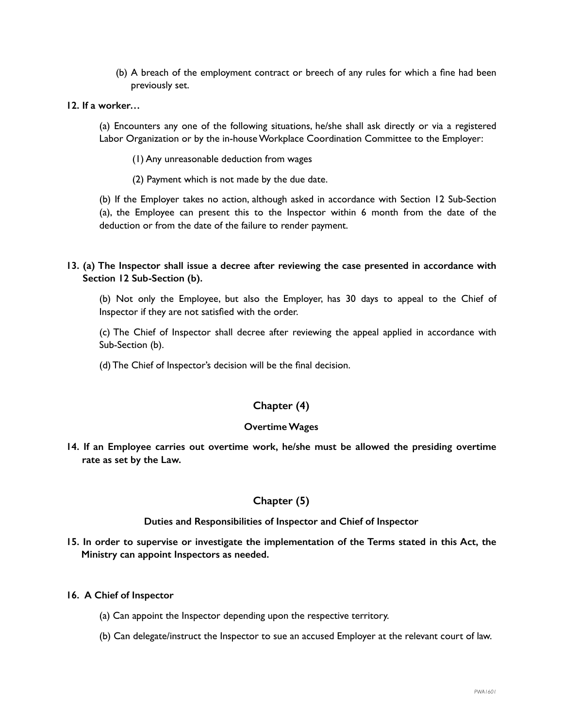(b) A breach of the employment contract or breech of any rules for which a fine had been previously set.

**12. If a worker…**

(a) Encounters any one of the following situations, he/she shall ask directly or via a registered Labor Organization or by the in-house Workplace Coordination Committee to the Employer:

(1) Any unreasonable deduction from wages

(2) Payment which is not made by the due date.

(b) If the Employer takes no action, although asked in accordance with Section 12 Sub-Section (a), the Employee can present this to the Inspector within 6 month from the date of the deduction or from the date of the failure to render payment.

**13. (a) The Inspector shall issue a decree after reviewing the case presented in accordance with Section 12 Sub-Section (b).**

(b) Not only the Employee, but also the Employer, has 30 days to appeal to the Chief of Inspector if they are not satisfied with the order.

(c) The Chief of Inspector shall decree after reviewing the appeal applied in accordance with Sub-Section (b).

(d) The Chief of Inspector's decision will be the final decision.

## Chapter (4)

### Overtime Wages

**14. If an Employee carries out overtime work, he/she must be allowed the presiding overtime rate as set by the Law.**

## Chapter (5)

### Duties and Responsibilities of Inspector and Chief of Inspector

**15. In order to supervise or investigate the implementation of the Terms stated in this Act, the Ministry can appoint Inspectors as needed.**

**16. A Chief of Inspector**

(a) Can appoint the Inspector depending upon the respective territory.

(b) Can delegate/instruct the Inspector to sue an accused Employer at the relevant court of law.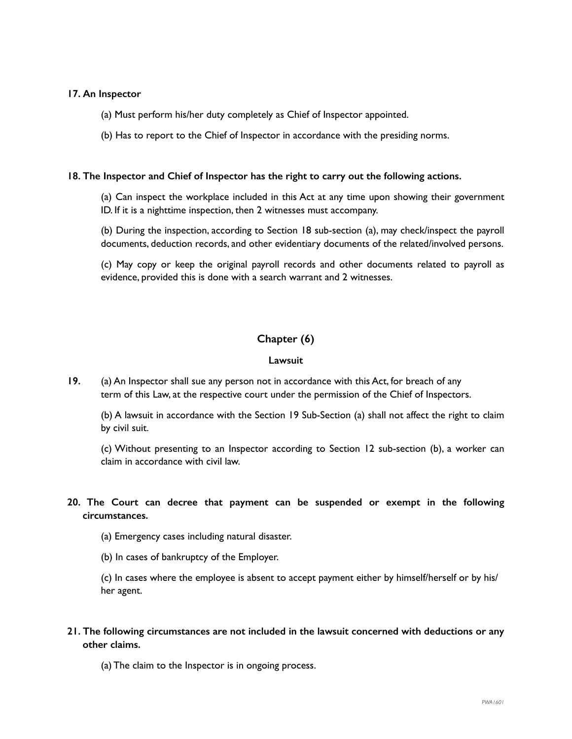**17. An Inspector**

(a) Must perform his/her duty completely as Chief of Inspector appointed.

(b) Has to report to the Chief of Inspector in accordance with the presiding norms.

**18. The Inspector and Chief of Inspector has the right to carry out the following actions.**

(a) Can inspect the workplace included in this Act at any time upon showing their government ID. If it is a nighttime inspection, then 2 witnesses must accompany.

(b) During the inspection, according to Section 18 sub-section (a), may check/inspect the payroll documents, deduction records, and other evidentiary documents of the related/involved persons.

(c) May copy or keep the original payroll records and other documents related to payroll as evidence, provided this is done with a search warrant and 2 witnesses.

## Chapter (6)

### Lawsuit

**19.** (a) An Inspector shall sue any person not in accordance with this Act, for breach of any term of this Law, at the respective court under the permission of the Chief of Inspectors.

(b) A lawsuit in accordance with the Section 19 Sub-Section (a) shall not affect the right to claim by civil suit.

(c) Without presenting to an Inspector according to Section 12 sub-section (b), a worker can claim in accordance with civil law.

**20. The Court can decree that payment can be suspended or exempt in the following circumstances.**

(a) Emergency cases including natural disaster.

(b) In cases of bankruptcy of the Employer.

(c) In cases where the employee is absent to accept payment either by himself/herself or by his/her agent.

**21. The following circumstances are not included in the lawsuit concerned with deductions or any other claims.**

(a) The claim to the Inspector is in ongoing process.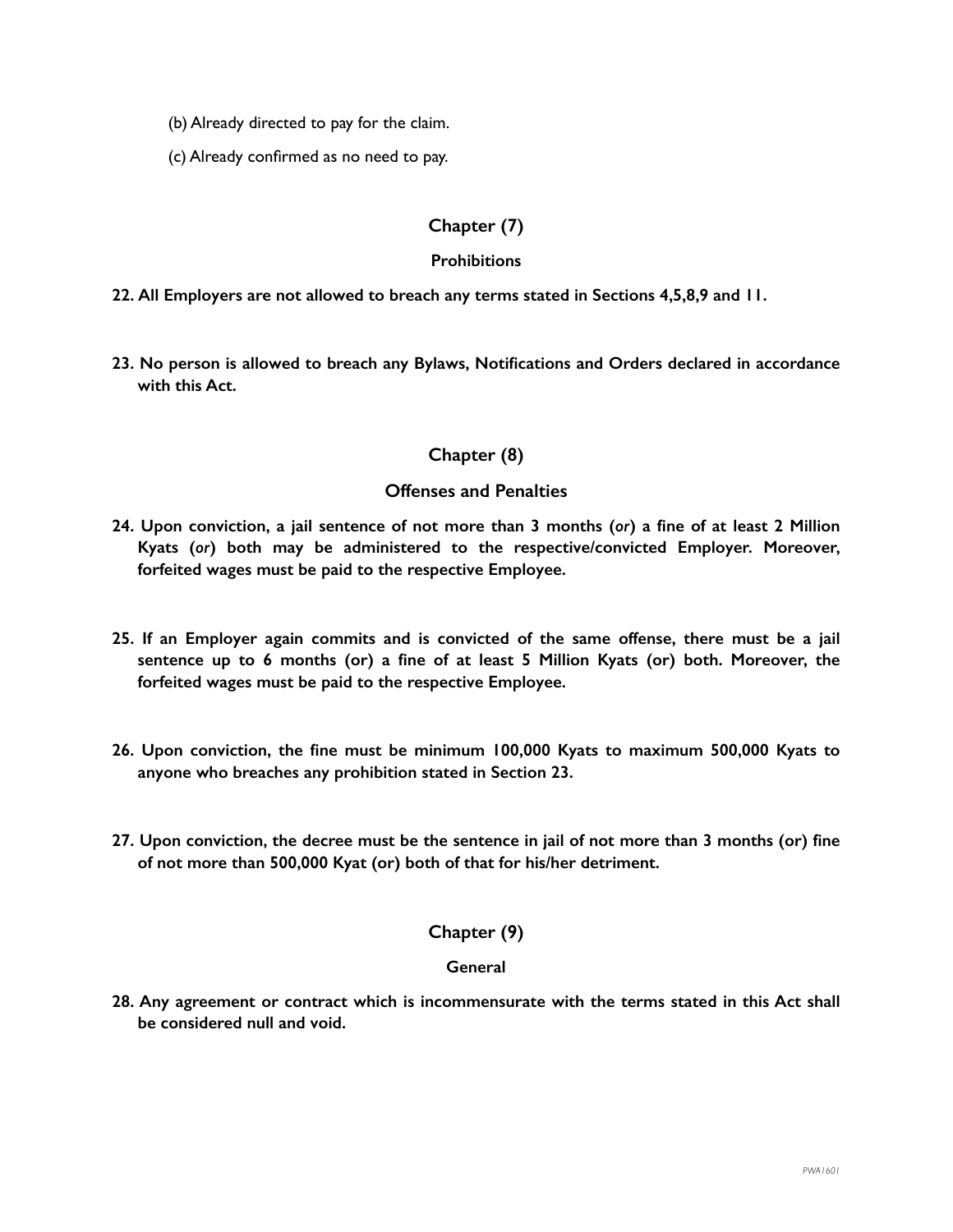(b) Already directed to pay for the claim.

(c) Already confirmed as no need to pay.

## Chapter (7)

### Prohibitions

**22. All Employers are not allowed to breach any terms stated in Sections 4,5,8,9 and 11.**

**23. No person is allowed to breach any Bylaws, Notifications and Orders declared in accordance with this Act.**

## Chapter (8)

### Offenses and Penalties

**24. Upon conviction, a jail sentence of not more than 3 months (*or*) a fine of at least 2 Million Kyats (*or*) both may be administered to the respective/convicted Employer. Moreover, forfeited wages must be paid to the respective Employee.**

**25. If an Employer again commits and is convicted of the same offense, there must be a jail sentence up to 6 months (or) a fine of at least 5 Million Kyats (or) both. Moreover, the forfeited wages must be paid to the respective Employee.**

**26. Upon conviction, the fine must be minimum 100,000 Kyats to maximum 500,000 Kyats to anyone who breaches any prohibition stated in Section 23.**

**27. Upon conviction, the decree must be the sentence in jail of not more than 3 months (or) fine of not more than 500,000 Kyat (or) both of that for his/her detriment.**

## Chapter (9)

### General

**28. Any agreement or contract which is incommensurate with the terms stated in this Act shall be considered null and void.**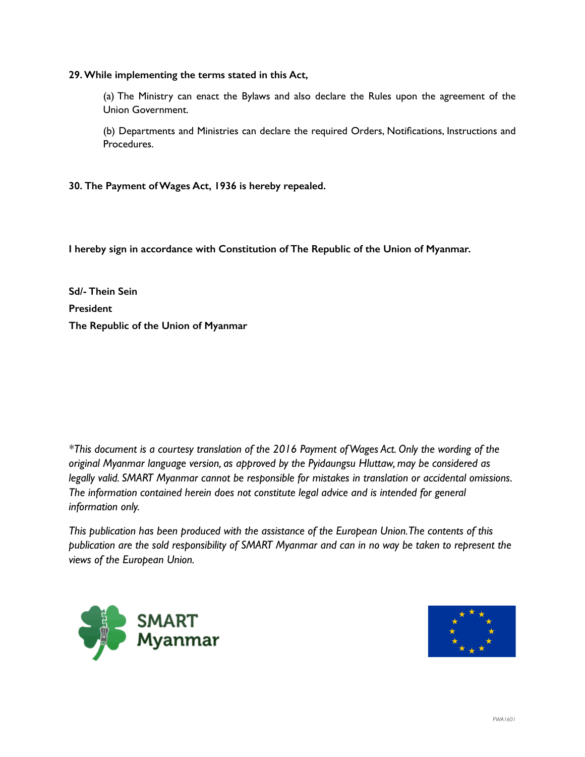**29. While implementing the terms stated in this Act,**

(a) The Ministry can enact the Bylaws and also declare the Rules upon the agreement of the Union Government.

(b) Departments and Ministries can declare the required Orders, Notifications, Instructions and Procedures.

**30. The Payment of Wages Act, 1936 is hereby repealed.**

**I hereby sign in accordance with Constitution of The Republic of the Union of Myanmar.**

**Sd/- Thein Sein**

**President**

**The Republic of the Union of Myanmar**

*\*This document is a courtesy translation of the 2016 Payment of Wages Act. Only the wording of the original Myanmar language version, as approved by the Pyidaungsu Hluttaw, may be considered as legally valid. SMART Myanmar cannot be responsible for mistakes in translation or accidental omissions. The information contained herein does not constitute legal advice and is intended for general information only.*

*This publication has been produced with the assistance of the European Union. The contents of this publication are the sold responsibility of SMART Myanmar and can in no way be taken to represent the views of the European Union.*

SMART Myanmar

PWA1601